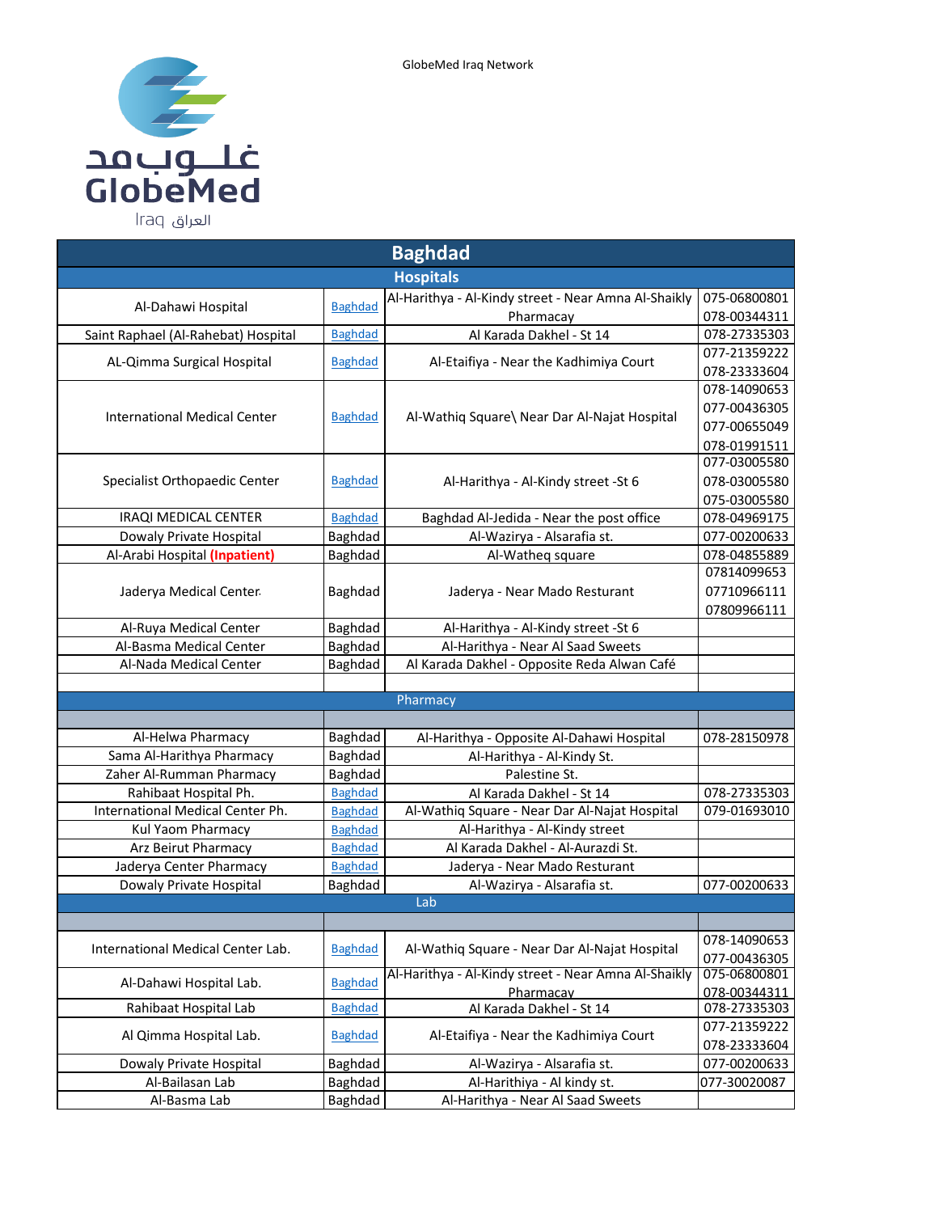GlobeMed Iraq Network

غلوبمد GlobeMed Iraq العراق

| Baghdad | | | |
|---|---|---|---|
| **Hospitals** | | | |
| Al-Dahawi Hospital | Baghdad | Al-Harithya - Al-Kindy street - Near Amna Al-Shaikly Pharmacay | 075-06800801<br>078-00344311 |
| Saint Raphael (Al-Rahebat) Hospital | Baghdad | Al Karada Dakhel - St 14 | 078-27335303 |
| AL-Qimma Surgical Hospital | Baghdad | Al-Etaifiya - Near the Kadhimiya Court | 077-21359222<br>078-23333604 |
| International Medical Center | Baghdad | Al-Wathiq Square\ Near Dar Al-Najat Hospital | 078-14090653<br>077-00436305<br>077-00655049<br>078-01991511 |
| Specialist Orthopaedic Center | Baghdad | Al-Harithya - Al-Kindy street -St 6 | 077-03005580<br>078-03005580<br>075-03005580 |
| IRAQI MEDICAL CENTER | Baghdad | Baghdad Al-Jedida - Near the post office | 078-04969175 |
| Dowaly Private Hospital | Baghdad | Al-Wazirya - Alsarafia st. | 077-00200633 |
| Al-Arabi Hospital **(Inpatient)** | Baghdad | Al-Watheq square | 078-04855889 |
| Jaderya Medical Center | Baghdad | Jaderya - Near Mado Resturant | 07814099653<br>07710966111<br>07809966111 |
| Al-Ruya Medical Center | Baghdad | Al-Harithya - Al-Kindy street -St 6 | |
| Al-Basma Medical Center | Baghdad | Al-Harithya - Near Al Saad Sweets | |
| Al-Nada Medical Center | Baghdad | Al Karada Dakhel - Opposite Reda Alwan Café | |
| | | | |
| Pharmacy | | | |
| | | | |
| Al-Helwa Pharmacy | Baghdad | Al-Harithya - Opposite Al-Dahawi Hospital | 078-28150978 |
| Sama Al-Harithya Pharmacy | Baghdad | Al-Harithya - Al-Kindy St. | |
| Zaher Al-Rumman Pharmacy | Baghdad | Palestine St. | |
| Rahibaat Hospital Ph. | Baghdad | Al Karada Dakhel - St 14 | 078-27335303 |
| International Medical Center Ph. | Baghdad | Al-Wathiq Square - Near Dar Al-Najat Hospital | 079-01693010 |
| Kul Yaom Pharmacy | Baghdad | Al-Harithya - Al-Kindy street | |
| Arz Beirut Pharmacy | Baghdad | Al Karada Dakhel - Al-Aurazdi St. | |
| Jaderya Center Pharmacy | Baghdad | Jaderya - Near Mado Resturant | |
| Dowaly Private Hospital | Baghdad | Al-Wazirya - Alsarafia st. | 077-00200633 |
| Lab | | | |
| | | | |
| International Medical Center Lab. | Baghdad | Al-Wathiq Square - Near Dar Al-Najat Hospital | 078-14090653<br>077-00436305 |
| Al-Dahawi Hospital Lab. | Baghdad | Al-Harithya - Al-Kindy street - Near Amna Al-Shaikly Pharmacay | 075-06800801<br>078-00344311 |
| Rahibaat Hospital Lab | Baghdad | Al Karada Dakhel - St 14 | 078-27335303 |
| Al Qimma Hospital Lab. | Baghdad | Al-Etaifiya - Near the Kadhimiya Court | 077-21359222<br>078-23333604 |
| Dowaly Private Hospital | Baghdad | Al-Wazirya - Alsarafia st. | 077-00200633 |
| Al-Bailasan Lab | Baghdad | Al-Harithiya - Al kindy st. | 077-30020087 |
| Al-Basma Lab | Baghdad | Al-Harithya - Near Al Saad Sweets | |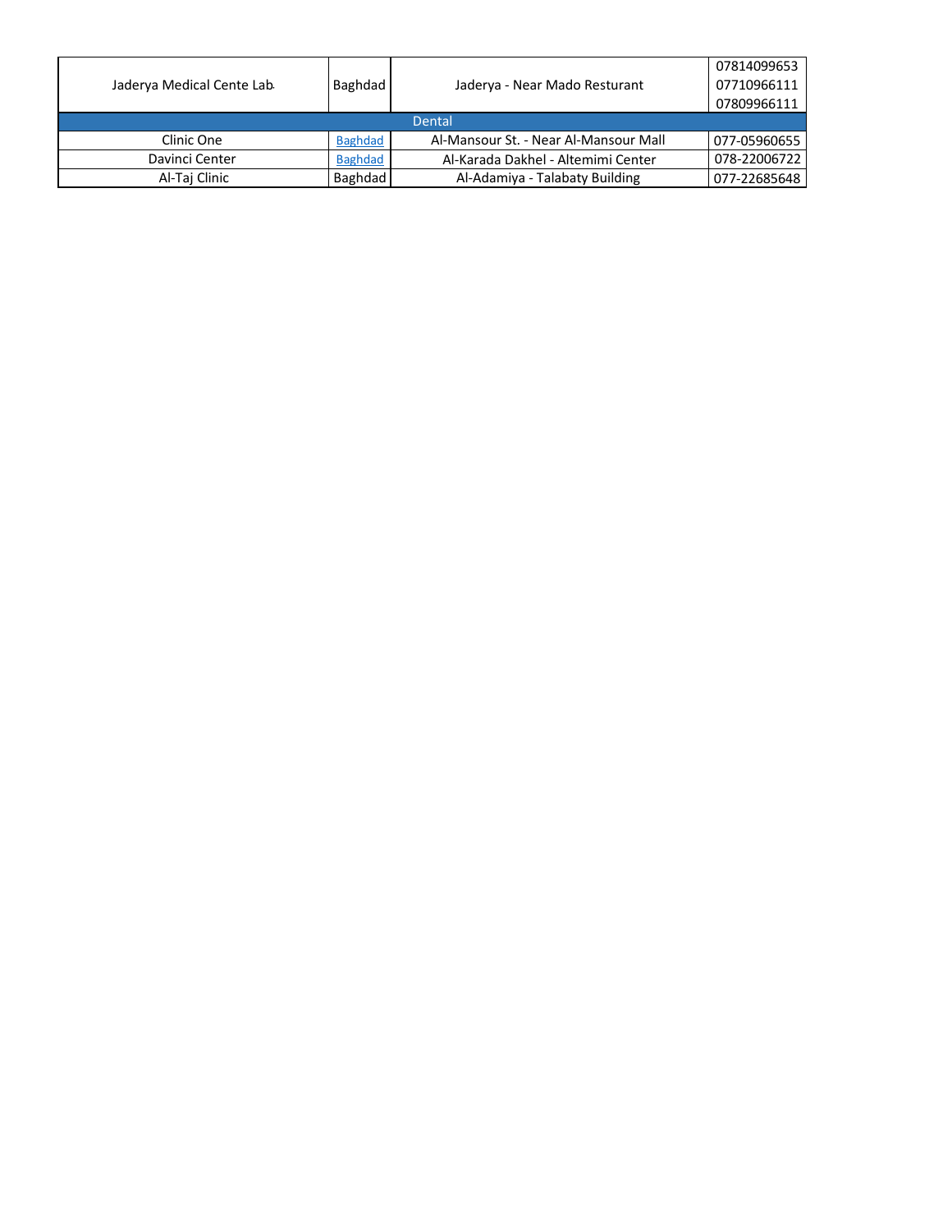| | | | |
|---|---|---|---|
| Jaderya Medical Cente Lab | Baghdad | Jaderya - Near Mado Resturant | 07814099653<br>07710966111<br>07809966111 |
| Dental | | | |
| Clinic One | Baghdad | Al-Mansour St. - Near Al-Mansour Mall | 077-05960655 |
| Davinci Center | Baghdad | Al-Karada Dakhel - Altemimi Center | 078-22006722 |
| Al-Taj Clinic | Baghdad | Al-Adamiya - Talabaty Building | 077-22685648 |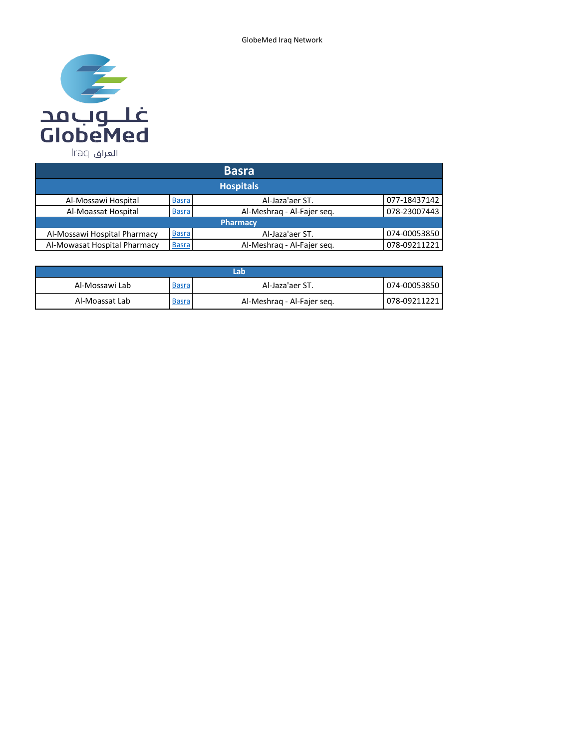| Basra | | | |
|---|---|---|---|
| **Hospitals** | | | |
| Al-Mossawi Hospital | Basra | Al-Jaza'aer ST. | 077-18437142 |
| Al-Moassat Hospital | Basra | Al-Meshraq - Al-Fajer seq. | 078-23007443 |
| **Pharmacy** | | | |
| Al-Mossawi Hospital Pharmacy | Basra | Al-Jaza'aer ST. | 074-00053850 |
| Al-Mowasat Hospital Pharmacy | Basra | Al-Meshraq - Al-Fajer seq. | 078-09211221 |

| Lab | | | |
|---|---|---|---|
| Al-Mossawi Lab | Basra | Al-Jaza'aer ST. | 074-00053850 |
| Al-Moassat Lab | Basra | Al-Meshraq - Al-Fajer seq. | 078-09211221 |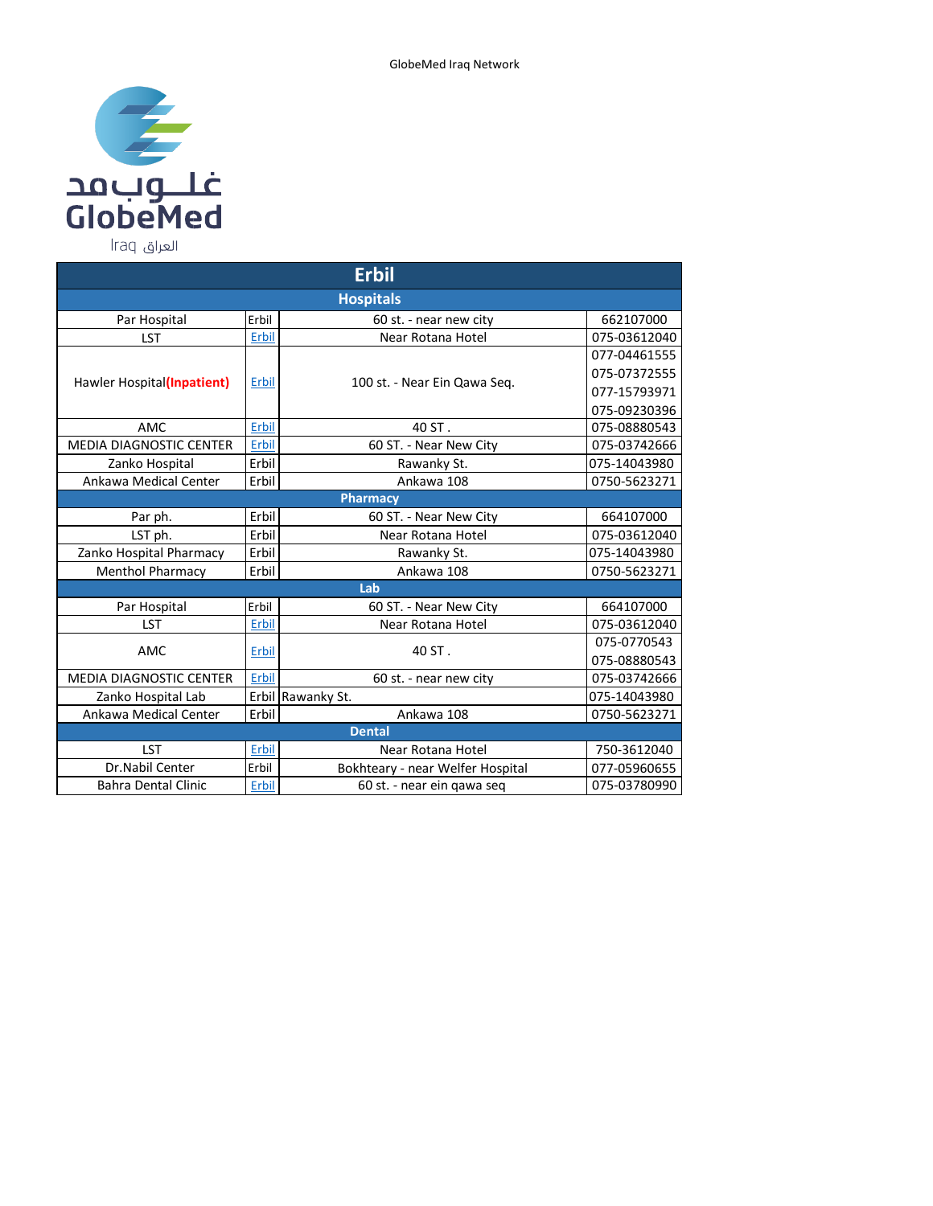GlobeMed Iraq Network

غلوب مد
GlobeMed
Iraq العراق

| Erbil | | | |
|---|---|---|---|
| **Hospitals** | | | |
| Par Hospital | Erbil | 60 st. - near new city | 662107000 |
| LST | Erbil | Near Rotana Hotel | 075-03612040 |
| Hawler Hospital**(Inpatient)** | Erbil | 100 st. - Near Ein Qawa Seq. | 077-04461555<br>075-07372555<br>077-15793971<br>075-09230396 |
| AMC | Erbil | 40 ST . | 075-08880543 |
| MEDIA DIAGNOSTIC CENTER | Erbil | 60 ST. - Near New City | 075-03742666 |
| Zanko Hospital | Erbil | Rawanky St. | 075-14043980 |
| Ankawa Medical Center | Erbil | Ankawa 108 | 0750-5623271 |
| **Pharmacy** | | | |
| Par ph. | Erbil | 60 ST. - Near New City | 664107000 |
| LST ph. | Erbil | Near Rotana Hotel | 075-03612040 |
| Zanko Hospital Pharmacy | Erbil | Rawanky St. | 075-14043980 |
| Menthol Pharmacy | Erbil | Ankawa 108 | 0750-5623271 |
| **Lab** | | | |
| Par Hospital | Erbil | 60 ST. - Near New City | 664107000 |
| LST | Erbil | Near Rotana Hotel | 075-03612040 |
| AMC | Erbil | 40 ST . | 075-0770543<br>075-08880543 |
| MEDIA DIAGNOSTIC CENTER | Erbil | 60 st. - near new city | 075-03742666 |
| Zanko Hospital Lab | Erbil | Rawanky St. | 075-14043980 |
| Ankawa Medical Center | Erbil | Ankawa 108 | 0750-5623271 |
| **Dental** | | | |
| LST | Erbil | Near Rotana Hotel | 750-3612040 |
| Dr.Nabil Center | Erbil | Bokhteary - near Welfer Hospital | 077-05960655 |
| Bahra Dental Clinic | Erbil | 60 st. - near ein qawa seq | 075-03780990 |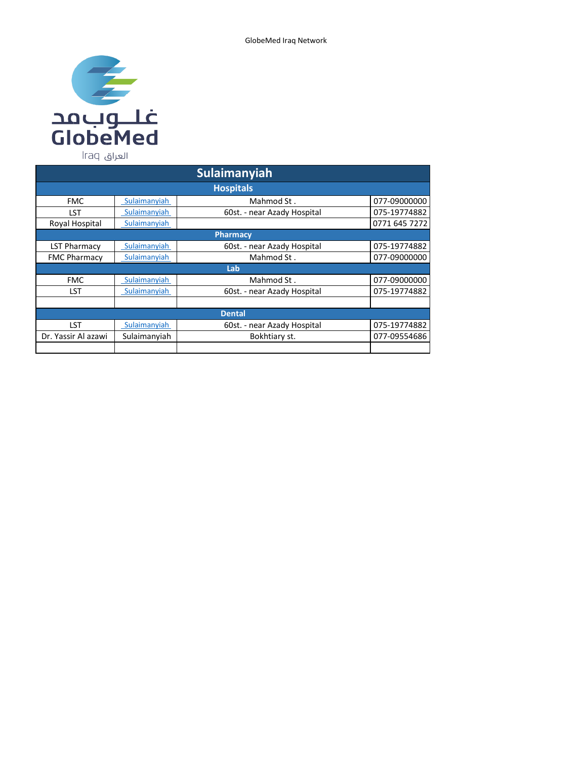| Sulaimanyiah | | | |
|---|---|---|---|
| **Hospitals** | | | |
| FMC | Sulaimanyiah | Mahmod St . | 077-09000000 |
| LST | Sulaimanyiah | 60st. - near Azady Hospital | 075-19774882 |
| Royal Hospital | Sulaimanyiah | | 0771 645 7272 |
| **Pharmacy** | | | |
| LST Pharmacy | Sulaimanyiah | 60st. - near Azady Hospital | 075-19774882 |
| FMC Pharmacy | Sulaimanyiah | Mahmod St . | 077-09000000 |
| **Lab** | | | |
| FMC | Sulaimanyiah | Mahmod St . | 077-09000000 |
| LST | Sulaimanyiah | 60st. - near Azady Hospital | 075-19774882 |
| | | | |
| **Dental** | | | |
| LST | Sulaimanyiah | 60st. - near Azady Hospital | 075-19774882 |
| Dr. Yassir Al azawi | Sulaimanyiah | Bokhtiary st. | 077-09554686 |
| | | | |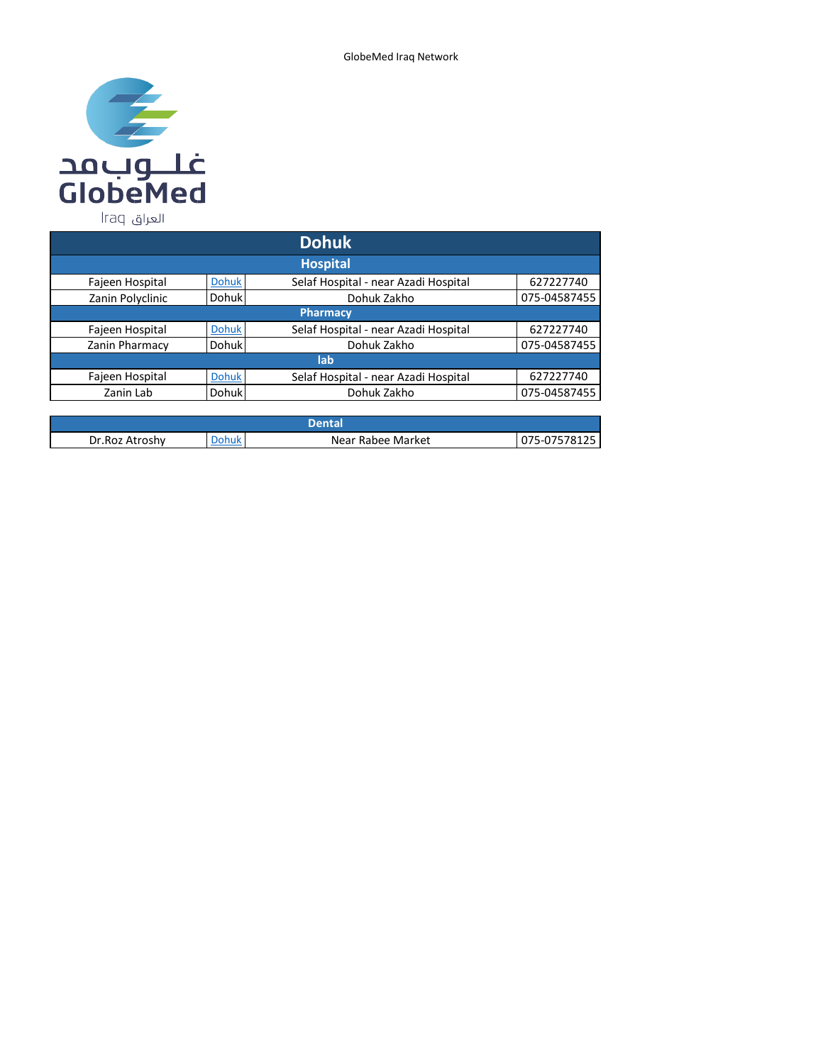GlobeMed Iraq Network

| Dohuk | | | |
|---|---|---|---|
| **Hospital** | | | |
| Fajeen Hospital | Dohuk | Selaf Hospital - near Azadi Hospital | 627227740 |
| Zanin Polyclinic | Dohuk | Dohuk Zakho | 075-04587455 |
| **Pharmacy** | | | |
| Fajeen Hospital | Dohuk | Selaf Hospital - near Azadi Hospital | 627227740 |
| Zanin Pharmacy | Dohuk | Dohuk Zakho | 075-04587455 |
| **lab** | | | |
| Fajeen Hospital | Dohuk | Selaf Hospital - near Azadi Hospital | 627227740 |
| Zanin Lab | Dohuk | Dohuk Zakho | 075-04587455 |

| Dental | | | |
|---|---|---|---|
| Dr.Roz Atroshy | Dohuk | Near Rabee Market | 075-07578125 |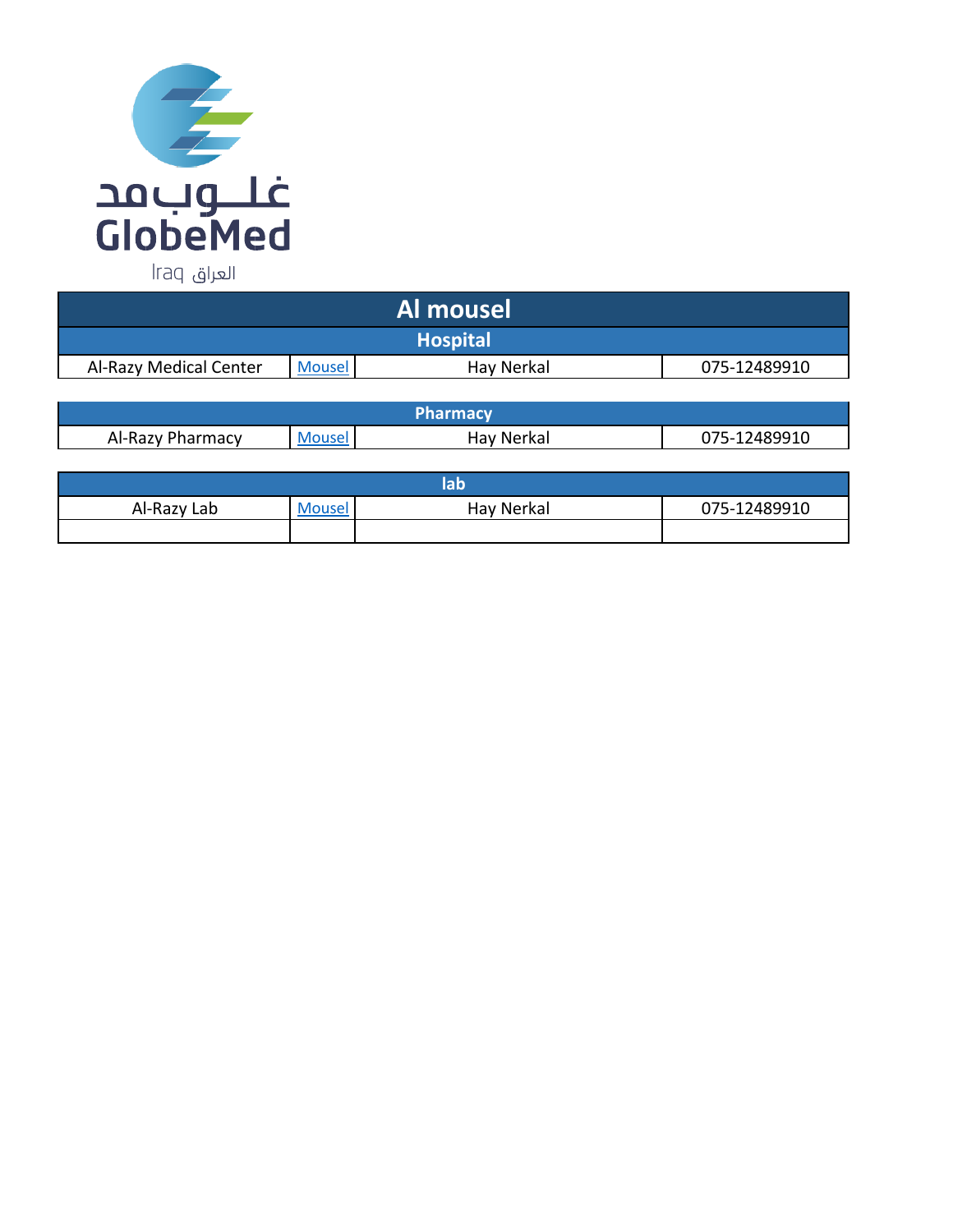غلـوبمد
GlobeMed
العراق Iraq

| Al mousel | | | |
|---|---|---|---|
| **Hospital** | | | |
| Al-Razy Medical Center | Mousel | Hay Nerkal | 075-12489910 |

| Pharmacy | | | |
|---|---|---|---|
| Al-Razy Pharmacy | Mousel | Hay Nerkal | 075-12489910 |

| lab | | | |
|---|---|---|---|
| Al-Razy Lab | Mousel | Hay Nerkal | 075-12489910 |
| | | | |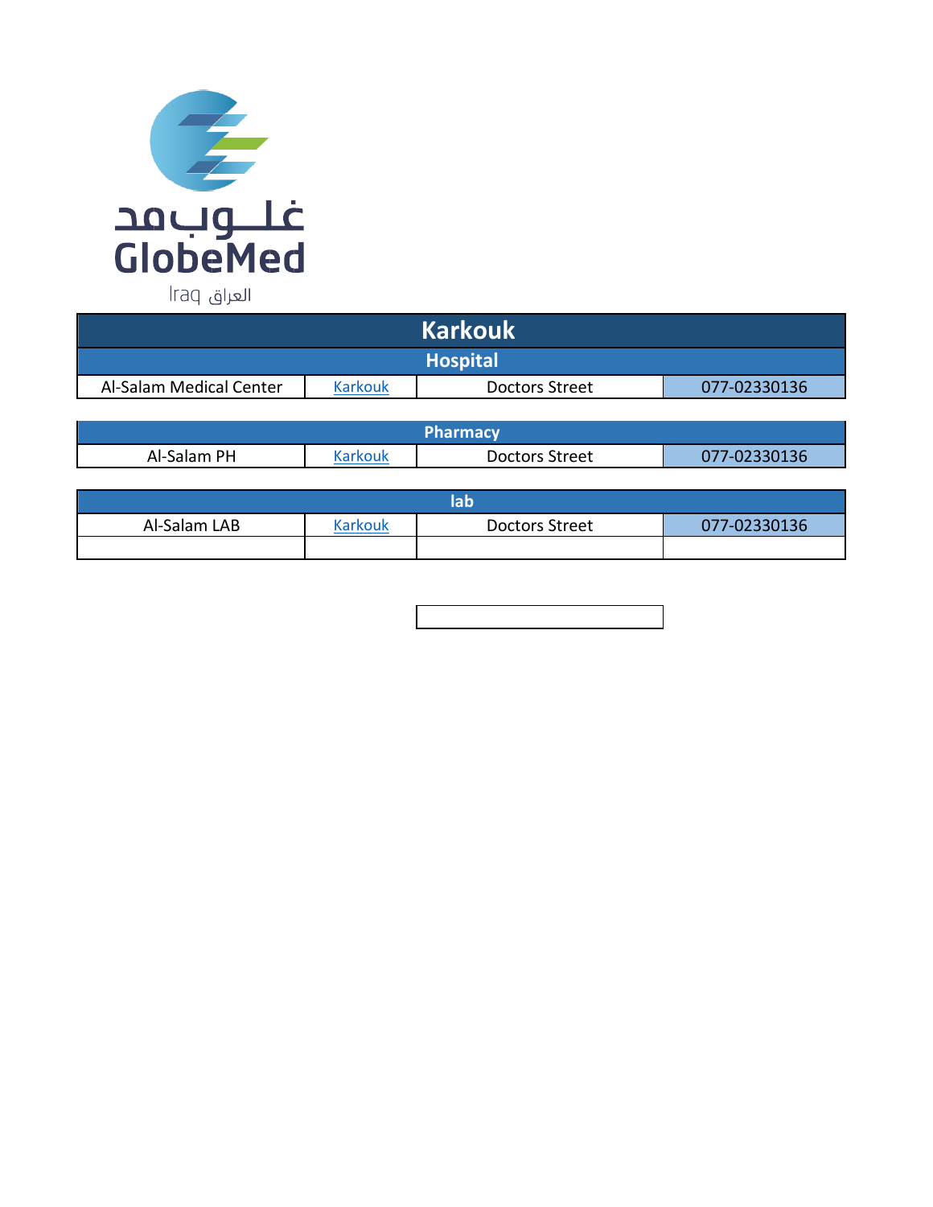غلوبمد
GlobeMed
Iraq العراق

# Karkouk

## Hospital

| | | | |
|---|---|---|---|
| Al-Salam Medical Center | Karkouk | Doctors Street | 077-02330136 |

## Pharmacy

| | | | |
|---|---|---|---|
| Al-Salam PH | Karkouk | Doctors Street | 077-02330136 |

## lab

| | | | |
|---|---|---|---|
| Al-Salam LAB | Karkouk | Doctors Street | 077-02330136 |
| | | | |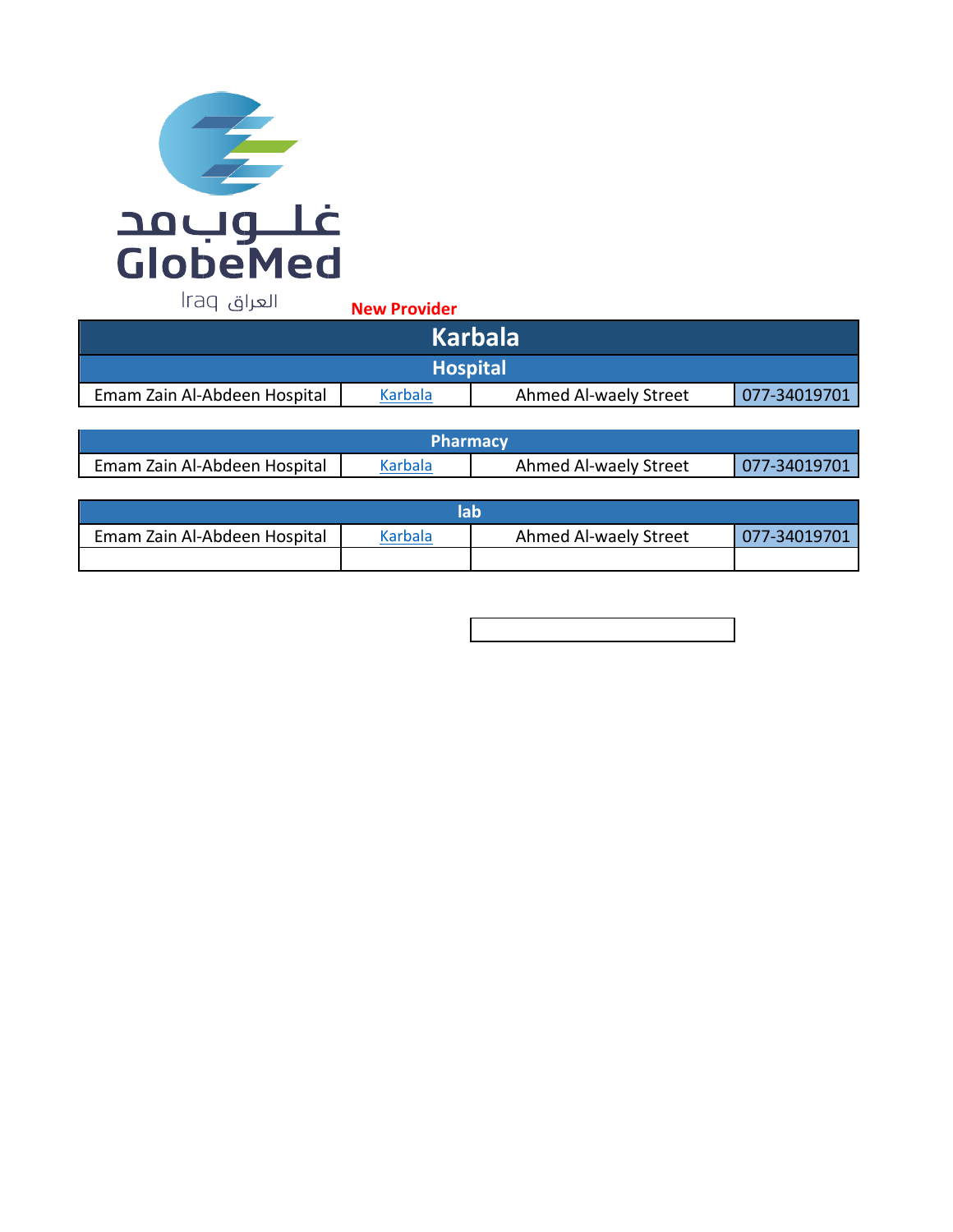GlobeMed غلوبمد

Iraq العراق

**New Provider**

# Karbala

## Hospital

| | | | |
|---|---|---|---|
| Emam Zain Al-Abdeen Hospital | Karbala | Ahmed Al-waely Street | 077-34019701 |

## Pharmacy

| | | | |
|---|---|---|---|
| Emam Zain Al-Abdeen Hospital | Karbala | Ahmed Al-waely Street | 077-34019701 |

## lab

| | | | |
|---|---|---|---|
| Emam Zain Al-Abdeen Hospital | Karbala | Ahmed Al-waely Street | 077-34019701 |
| | | | |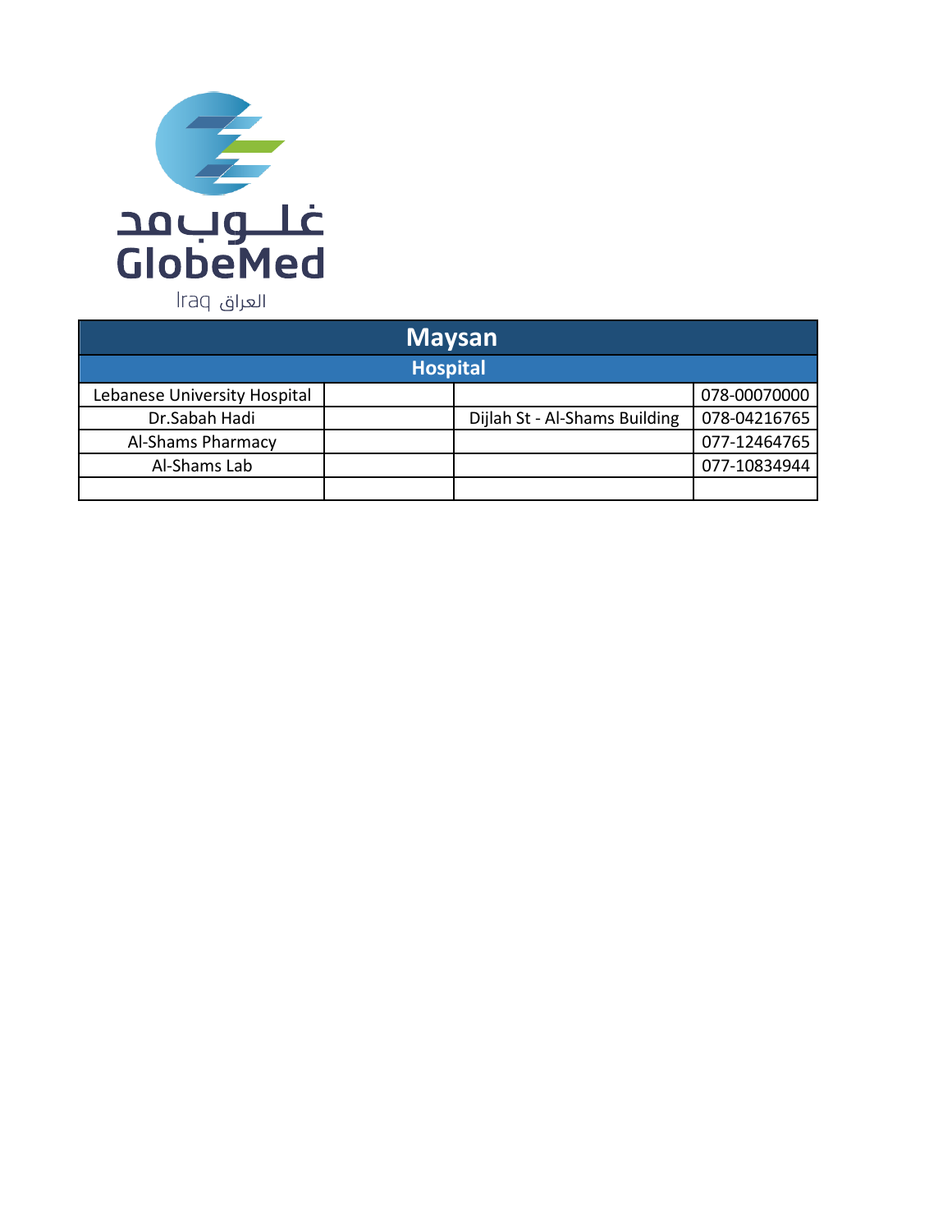GlobeMed

غلوب مد

Iraq العراق

| Maysan | | | |
|---|---|---|---|
| **Hospital** | | | |
| Lebanese University Hospital | | | 078-00070000 |
| Dr.Sabah Hadi | | Dijlah St - Al-Shams Building | 078-04216765 |
| Al-Shams Pharmacy | | | 077-12464765 |
| Al-Shams Lab | | | 077-10834944 |
| | | | |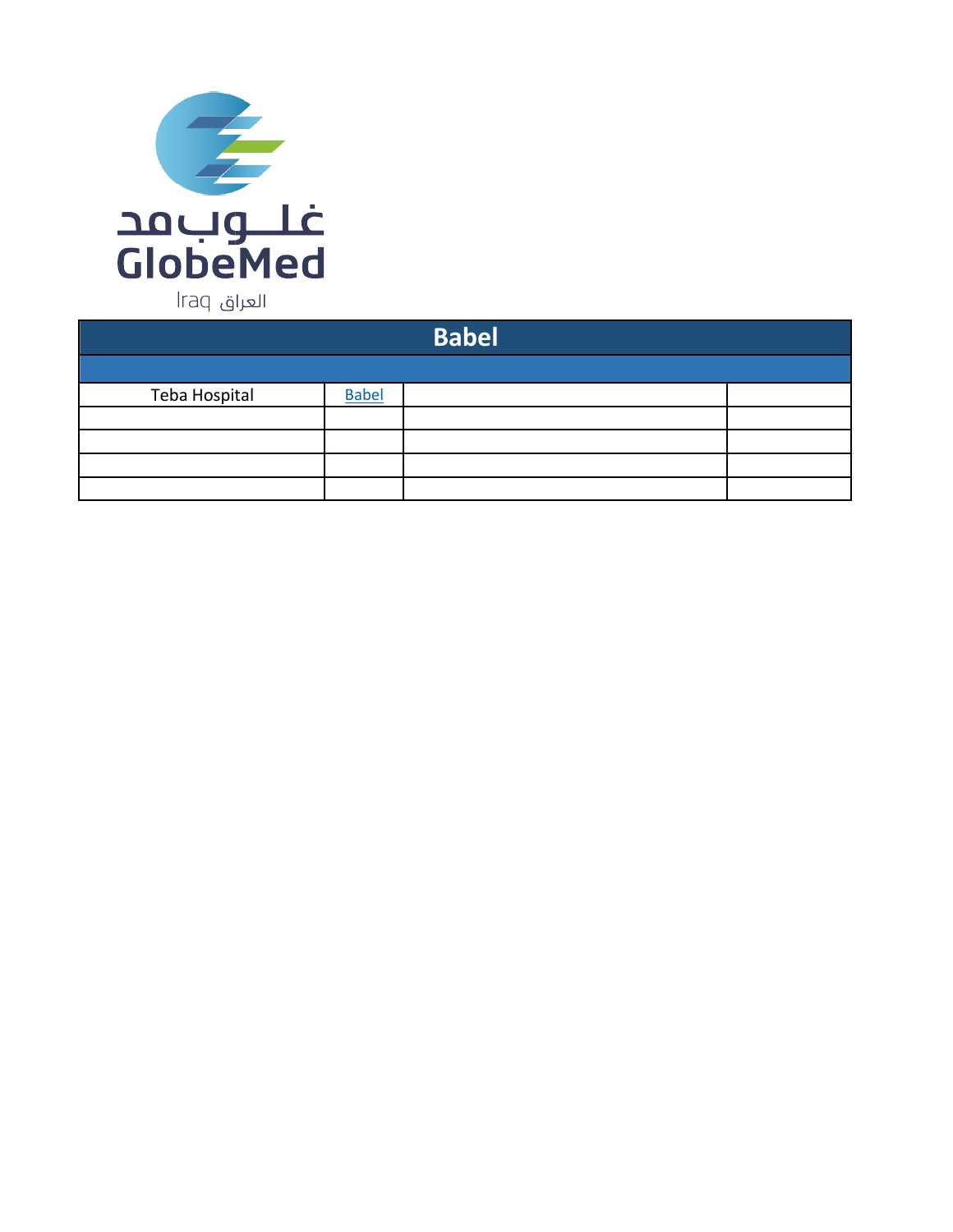غلــوب مد
GlobeMed
العراق Iraq

| Babel | | | |
|---|---|---|---|
| | | | |
| Teba Hospital | Babel | | |
| | | | |
| | | | |
| | | | |
| | | | |